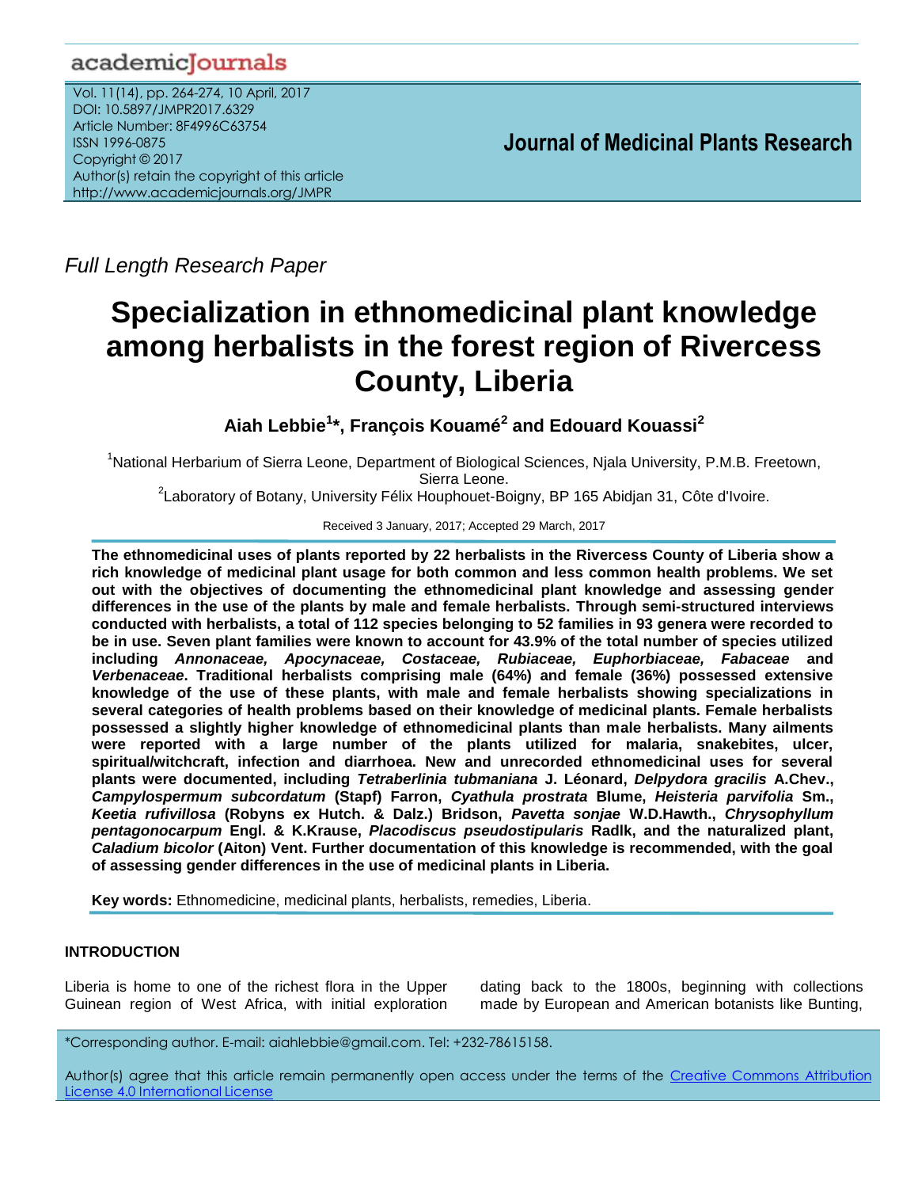Full Length Research Paper

# Specialization in ethnomedicinal plant knowledge among herbalists in the forest region of Rivercess County, Liberia

**Aiah Lebbie[1]\*, François Kouamé[2] and Edouard Kouassi[2]**

[1]National Herbarium of Sierra Leone, Department of Biological Sciences, Njala University, P.M.B. Freetown, Sierra Leone.

[2]Laboratory of Botany, University Félix Houphouet-Boigny, BP 165 Abidjan 31, Côte d'Ivoire.

Received 3 January, 2017; Accepted 29 March, 2017

**The ethnomedicinal uses of plants reported by 22 herbalists in the Rivercess County of Liberia show a rich knowledge of medicinal plant usage for both common and less common health problems. We set out with the objectives of documenting the ethnomedicinal plant knowledge and assessing gender differences in the use of the plants by male and female herbalists. Through semi-structured interviews conducted with herbalists, a total of 112 species belonging to 52 families in 93 genera were recorded to be in use. Seven plant families were known to account for 43.9% of the total number of species utilized including *Annonaceae, Apocynaceae, Costaceae, Rubiaceae, Euphorbiaceae, Fabaceae* and *Verbenaceae*. Traditional herbalists comprising male (64%) and female (36%) possessed extensive knowledge of the use of these plants, with male and female herbalists showing specializations in several categories of health problems based on their knowledge of medicinal plants. Female herbalists possessed a slightly higher knowledge of ethnomedicinal plants than male herbalists. Many ailments were reported with a large number of the plants utilized for malaria, snakebites, ulcer, spiritual/witchcraft, infection and diarrhoea. New and unrecorded ethnomedicinal uses for several plants were documented, including *Tetraberlinia tubmaniana* J. Léonard, *Delpydora gracilis* A.Chev., *Campylospermum subcordatum* (Stapf) Farron, *Cyathula prostrata* Blume, *Heisteria parvifolia* Sm., *Keetia rufivillosa* (Robyns ex Hutch. & Dalz.) Bridson, *Pavetta sonjae* W.D.Hawth., *Chrysophyllum pentagonocarpum* Engl. & K.Krause, *Placodiscus pseudostipularis* Radlk, and the naturalized plant, *Caladium bicolor* (Aiton) Vent. Further documentation of this knowledge is recommended, with the goal of assessing gender differences in the use of medicinal plants in Liberia.**

**Key words:** Ethnomedicine, medicinal plants, herbalists, remedies, Liberia.

## INTRODUCTION

Liberia is home to one of the richest flora in the Upper Guinean region of West Africa, with initial exploration dating back to the 1800s, beginning with collections made by European and American botanists like Bunting,

*Corresponding author. E-mail: aiahlebbie@gmail.com. Tel: +232-78615158.

Author(s) agree that this article remain permanently open access under the terms of the Creative Commons Attribution License 4.0 International License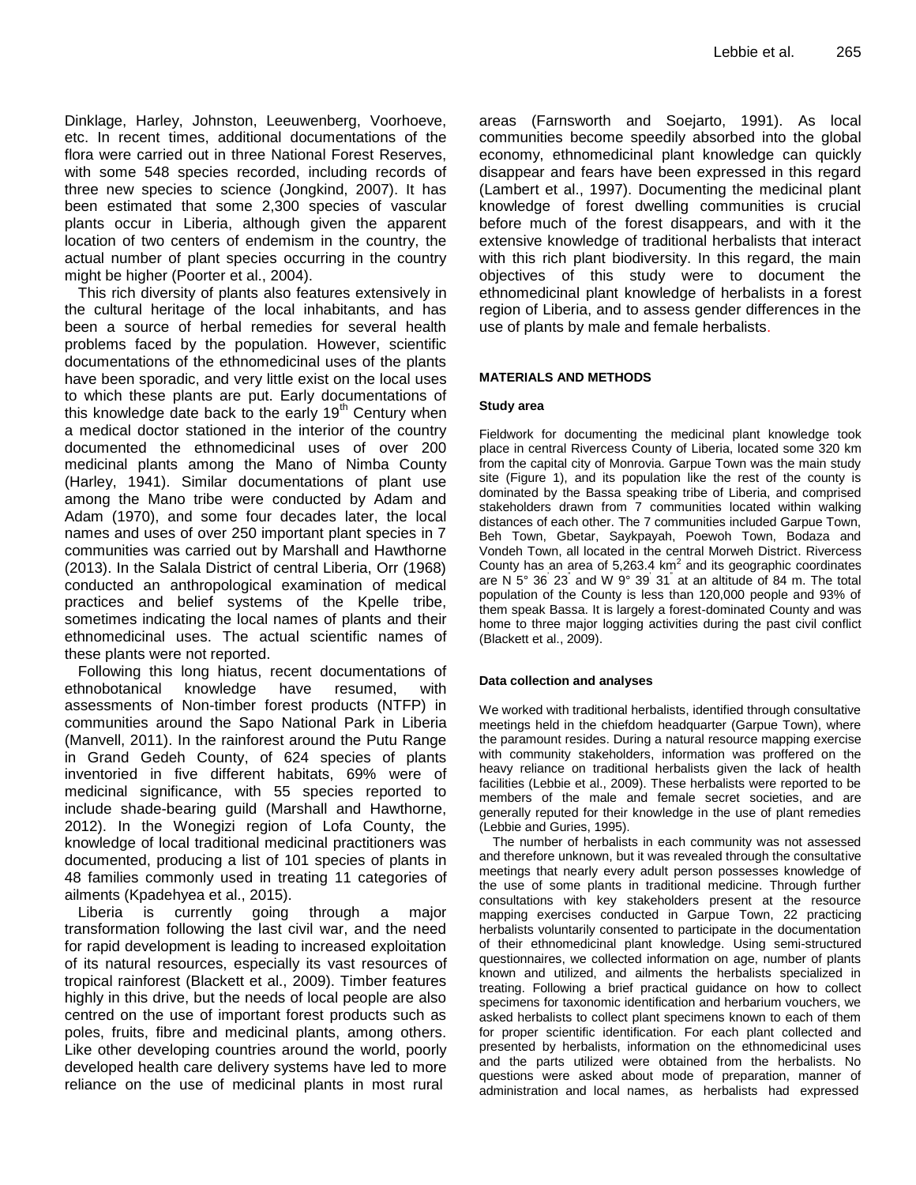Dinklage, Harley, Johnston, Leeuwenberg, Voorhoeve, etc. In recent times, additional documentations of the flora were carried out in three National Forest Reserves, with some 548 species recorded, including records of three new species to science (Jongkind, 2007). It has been estimated that some 2,300 species of vascular plants occur in Liberia, although given the apparent location of two centers of endemism in the country, the actual number of plant species occurring in the country might be higher (Poorter et al., 2004).

This rich diversity of plants also features extensively in the cultural heritage of the local inhabitants, and has been a source of herbal remedies for several health problems faced by the population. However, scientific documentations of the ethnomedicinal uses of the plants have been sporadic, and very little exist on the local uses to which these plants are put. Early documentations of this knowledge date back to the early 19th Century when a medical doctor stationed in the interior of the country documented the ethnomedicinal uses of over 200 medicinal plants among the Mano of Nimba County (Harley, 1941). Similar documentations of plant use among the Mano tribe were conducted by Adam and Adam (1970), and some four decades later, the local names and uses of over 250 important plant species in 7 communities was carried out by Marshall and Hawthorne (2013). In the Salala District of central Liberia, Orr (1968) conducted an anthropological examination of medical practices and belief systems of the Kpelle tribe, sometimes indicating the local names of plants and their ethnomedicinal uses. The actual scientific names of these plants were not reported.

Following this long hiatus, recent documentations of ethnobotanical knowledge have resumed, with assessments of Non-timber forest products (NTFP) in communities around the Sapo National Park in Liberia (Manvell, 2011). In the rainforest around the Putu Range in Grand Gedeh County, of 624 species of plants inventoried in five different habitats, 69% were of medicinal significance, with 55 species reported to include shade-bearing guild (Marshall and Hawthorne, 2012). In the Wonegizi region of Lofa County, the knowledge of local traditional medicinal practitioners was documented, producing a list of 101 species of plants in 48 families commonly used in treating 11 categories of ailments (Kpadehyea et al., 2015).

Liberia is currently going through a major transformation following the last civil war, and the need for rapid development is leading to increased exploitation of its natural resources, especially its vast resources of tropical rainforest (Blackett et al., 2009). Timber features highly in this drive, but the needs of local people are also centred on the use of important forest products such as poles, fruits, fibre and medicinal plants, among others. Like other developing countries around the world, poorly developed health care delivery systems have led to more reliance on the use of medicinal plants in most rural areas (Farnsworth and Soejarto, 1991). As local communities become speedily absorbed into the global economy, ethnomedicinal plant knowledge can quickly disappear and fears have been expressed in this regard (Lambert et al., 1997). Documenting the medicinal plant knowledge of forest dwelling communities is crucial before much of the forest disappears, and with it the extensive knowledge of traditional herbalists that interact with this rich plant biodiversity. In this regard, the main objectives of this study were to document the ethnomedicinal plant knowledge of herbalists in a forest region of Liberia, and to assess gender differences in the use of plants by male and female herbalists.

## MATERIALS AND METHODS

### Study area

Fieldwork for documenting the medicinal plant knowledge took place in central Rivercess County of Liberia, located some 320 km from the capital city of Monrovia. Garpue Town was the main study site (Figure 1), and its population like the rest of the county is dominated by the Bassa speaking tribe of Liberia, and comprised stakeholders drawn from 7 communities located within walking distances of each other. The 7 communities included Garpue Town, Beh Town, Gbetar, Saykpayah, Poewoh Town, Bodaza and Vondeh Town, all located in the central Morweh District. Rivercess County has an area of 5,263.4 km$^2$ and its geographic coordinates are N 5° 36' 23" and W 9° 39' 31" at an altitude of 84 m. The total population of the County is less than 120,000 people and 93% of them speak Bassa. It is largely a forest-dominated County and was home to three major logging activities during the past civil conflict (Blackett et al., 2009).

### Data collection and analyses

We worked with traditional herbalists, identified through consultative meetings held in the chiefdom headquarter (Garpue Town), where the paramount resides. During a natural resource mapping exercise with community stakeholders, information was proffered on the heavy reliance on traditional herbalists given the lack of health facilities (Lebbie et al., 2009). These herbalists were reported to be members of the male and female secret societies, and are generally reputed for their knowledge in the use of plant remedies (Lebbie and Guries, 1995).

The number of herbalists in each community was not assessed and therefore unknown, but it was revealed through the consultative meetings that nearly every adult person possesses knowledge of the use of some plants in traditional medicine. Through further consultations with key stakeholders present at the resource mapping exercises conducted in Garpue Town, 22 practicing herbalists voluntarily consented to participate in the documentation of their ethnomedicinal plant knowledge. Using semi-structured questionnaires, we collected information on age, number of plants known and utilized, and ailments the herbalists specialized in treating. Following a brief practical guidance on how to collect specimens for taxonomic identification and herbarium vouchers, we asked herbalists to collect plant specimens known to each of them for proper scientific identification. For each plant collected and presented by herbalists, information on the ethnomedicinal uses and the parts utilized were obtained from the herbalists. No questions were asked about mode of preparation, manner of administration and local names, as herbalists had expressed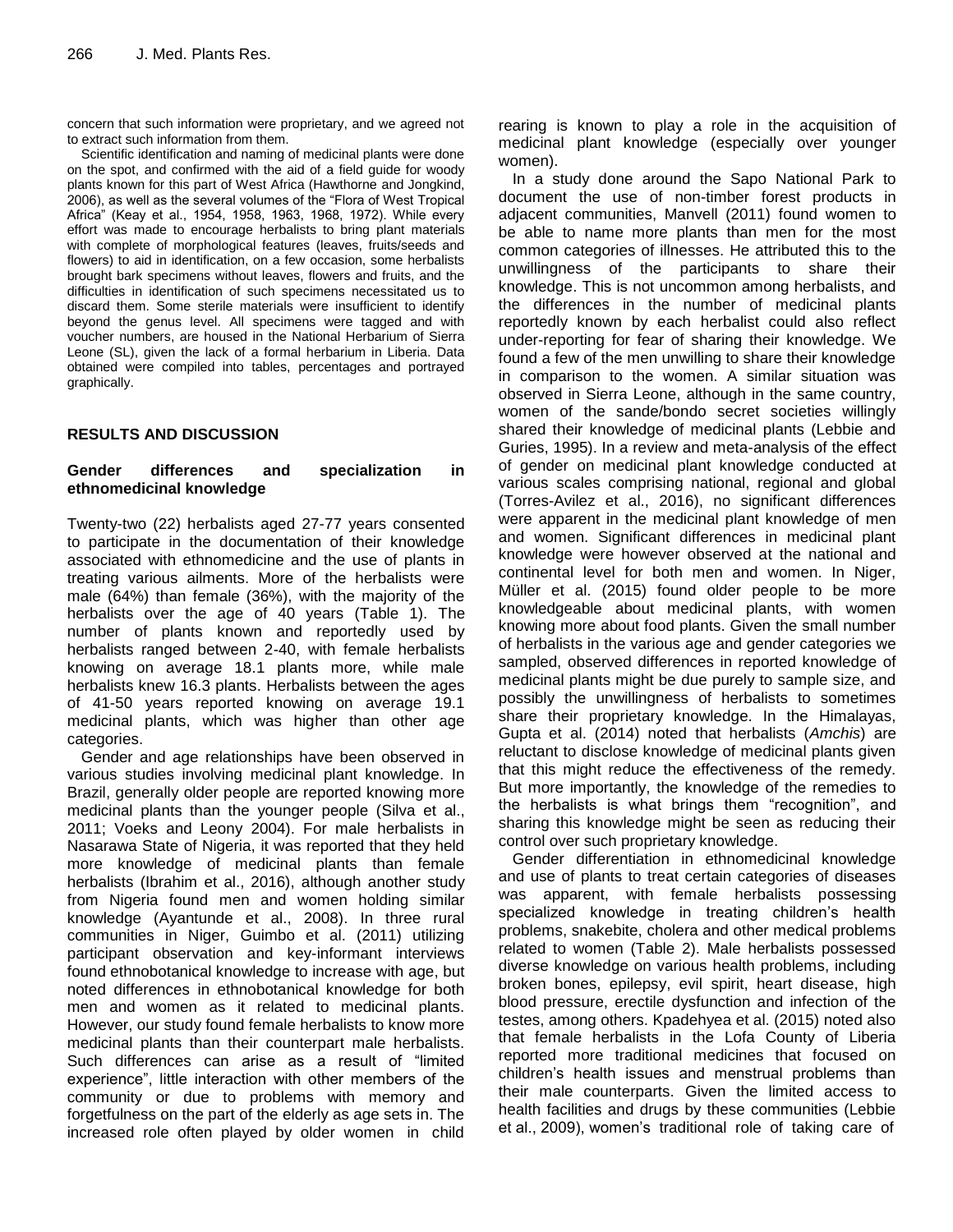concern that such information were proprietary, and we agreed not to extract such information from them.

Scientific identification and naming of medicinal plants were done on the spot, and confirmed with the aid of a field guide for woody plants known for this part of West Africa (Hawthorne and Jongkind, 2006), as well as the several volumes of the "Flora of West Tropical Africa" (Keay et al., 1954, 1958, 1963, 1968, 1972). While every effort was made to encourage herbalists to bring plant materials with complete of morphological features (leaves, fruits/seeds and flowers) to aid in identification, on a few occasion, some herbalists brought bark specimens without leaves, flowers and fruits, and the difficulties in identification of such specimens necessitated us to discard them. Some sterile materials were insufficient to identify beyond the genus level. All specimens were tagged and with voucher numbers, are housed in the National Herbarium of Sierra Leone (SL), given the lack of a formal herbarium in Liberia. Data obtained were compiled into tables, percentages and portrayed graphically.

## RESULTS AND DISCUSSION

### Gender differences and specialization in ethnomedicinal knowledge

Twenty-two (22) herbalists aged 27-77 years consented to participate in the documentation of their knowledge associated with ethnomedicine and the use of plants in treating various ailments. More of the herbalists were male (64%) than female (36%), with the majority of the herbalists over the age of 40 years (Table 1). The number of plants known and reportedly used by herbalists ranged between 2-40, with female herbalists knowing on average 18.1 plants more, while male herbalists knew 16.3 plants. Herbalists between the ages of 41-50 years reported knowing on average 19.1 medicinal plants, which was higher than other age categories.

Gender and age relationships have been observed in various studies involving medicinal plant knowledge. In Brazil, generally older people are reported knowing more medicinal plants than the younger people (Silva et al., 2011; Voeks and Leony 2004). For male herbalists in Nasarawa State of Nigeria, it was reported that they held more knowledge of medicinal plants than female herbalists (Ibrahim et al., 2016), although another study from Nigeria found men and women holding similar knowledge (Ayantunde et al., 2008). In three rural communities in Niger, Guimbo et al. (2011) utilizing participant observation and key-informant interviews found ethnobotanical knowledge to increase with age, but noted differences in ethnobotanical knowledge for both men and women as it related to medicinal plants. However, our study found female herbalists to know more medicinal plants than their counterpart male herbalists. Such differences can arise as a result of "limited experience", little interaction with other members of the community or due to problems with memory and forgetfulness on the part of the elderly as age sets in. The increased role often played by older women in child rearing is known to play a role in the acquisition of medicinal plant knowledge (especially over younger women).

In a study done around the Sapo National Park to document the use of non-timber forest products in adjacent communities, Manvell (2011) found women to be able to name more plants than men for the most common categories of illnesses. He attributed this to the unwillingness of the participants to share their knowledge. This is not uncommon among herbalists, and the differences in the number of medicinal plants reportedly known by each herbalist could also reflect under-reporting for fear of sharing their knowledge. We found a few of the men unwilling to share their knowledge in comparison to the women. A similar situation was observed in Sierra Leone, although in the same country, women of the sande/bondo secret societies willingly shared their knowledge of medicinal plants (Lebbie and Guries, 1995). In a review and meta-analysis of the effect of gender on medicinal plant knowledge conducted at various scales comprising national, regional and global (Torres-Avilez et al., 2016), no significant differences were apparent in the medicinal plant knowledge of men and women. Significant differences in medicinal plant knowledge were however observed at the national and continental level for both men and women. In Niger, Müller et al. (2015) found older people to be more knowledgeable about medicinal plants, with women knowing more about food plants. Given the small number of herbalists in the various age and gender categories we sampled, observed differences in reported knowledge of medicinal plants might be due purely to sample size, and possibly the unwillingness of herbalists to sometimes share their proprietary knowledge. In the Himalayas, Gupta et al. (2014) noted that herbalists (*Amchis*) are reluctant to disclose knowledge of medicinal plants given that this might reduce the effectiveness of the remedy. But more importantly, the knowledge of the remedies to the herbalists is what brings them "recognition", and sharing this knowledge might be seen as reducing their control over such proprietary knowledge.

Gender differentiation in ethnomedicinal knowledge and use of plants to treat certain categories of diseases was apparent, with female herbalists possessing specialized knowledge in treating children's health problems, snakebite, cholera and other medical problems related to women (Table 2). Male herbalists possessed diverse knowledge on various health problems, including broken bones, epilepsy, evil spirit, heart disease, high blood pressure, erectile dysfunction and infection of the testes, among others. Kpadehyea et al. (2015) noted also that female herbalists in the Lofa County of Liberia reported more traditional medicines that focused on children's health issues and menstrual problems than their male counterparts. Given the limited access to health facilities and drugs by these communities (Lebbie et al., 2009), women's traditional role of taking care of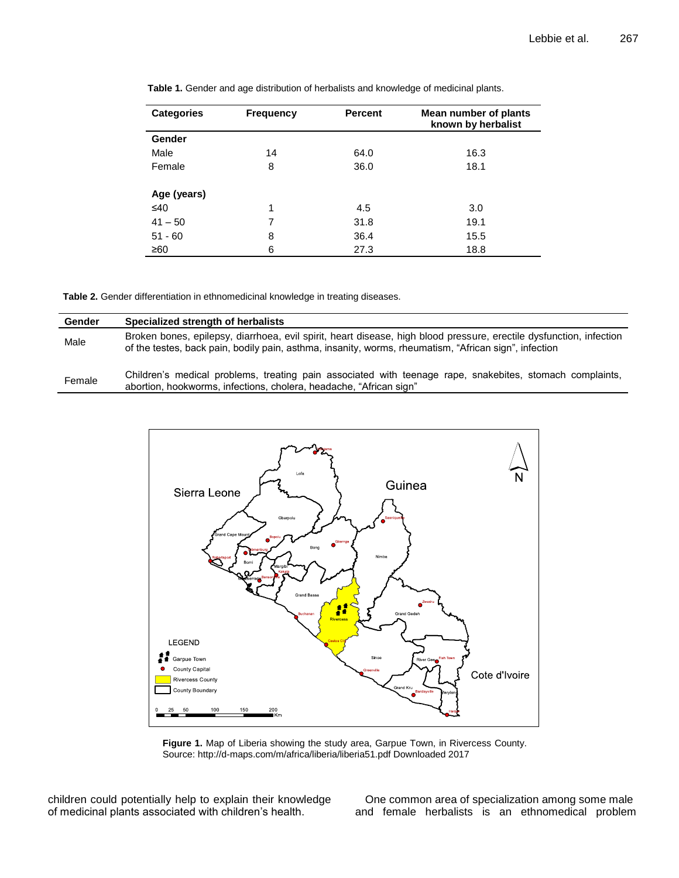**Table 1.** Gender and age distribution of herbalists and knowledge of medicinal plants.

| Categories | Frequency | Percent | Mean number of plants known by herbalist |
|---|---|---|---|
| **Gender** | | | |
| Male | 14 | 64.0 | 16.3 |
| Female | 8 | 36.0 | 18.1 |
| | | | |
| **Age (years)** | | | |
| ≤40 | 1 | 4.5 | 3.0 |
| 41 – 50 | 7 | 31.8 | 19.1 |
| 51 - 60 | 8 | 36.4 | 15.5 |
| ≥60 | 6 | 27.3 | 18.8 |

**Table 2.** Gender differentiation in ethnomedicinal knowledge in treating diseases.

| Gender | Specialized strength of herbalists |
|---|---|
| Male | Broken bones, epilepsy, diarrhoea, evil spirit, heart disease, high blood pressure, erectile dysfunction, infection of the testes, back pain, bodily pain, asthma, insanity, worms, rheumatism, "African sign", infection |
| Female | Children's medical problems, treating pain associated with teenage rape, snakebites, stomach complaints, abortion, hookworms, infections, cholera, headache, "African sign" |

**Figure 1.** Map of Liberia showing the study area, Garpue Town, in Rivercess County.
Source: http://d-maps.com/m/africa/liberia/liberia51.pdf Downloaded 2017

children could potentially help to explain their knowledge of medicinal plants associated with children's health.

One common area of specialization among some male and female herbalists is an ethnomedical problem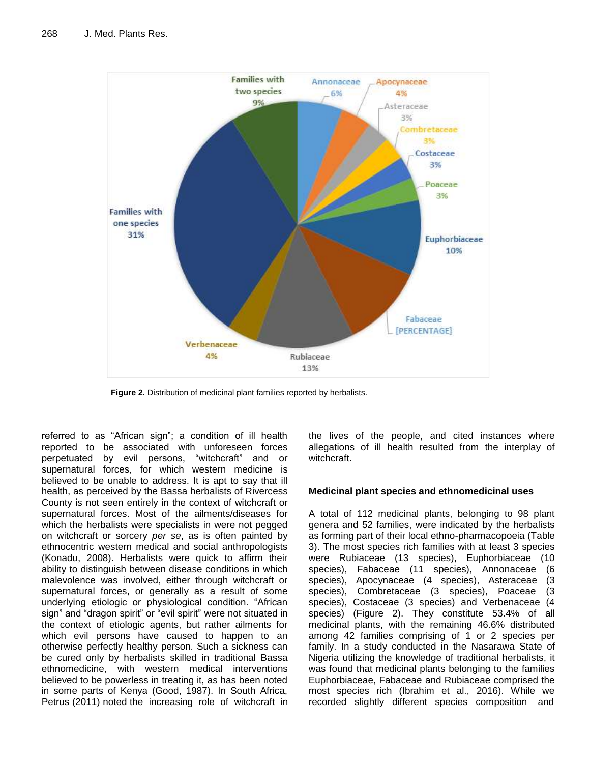**Figure 2.** Distribution of medicinal plant families reported by herbalists.

referred to as "African sign"; a condition of ill health reported to be associated with unforeseen forces perpetuated by evil persons, "witchcraft" and or supernatural forces, for which western medicine is believed to be unable to address. It is apt to say that ill health, as perceived by the Bassa herbalists of Rivercess County is not seen entirely in the context of witchcraft or supernatural forces. Most of the ailments/diseases for which the herbalists were specialists in were not pegged on witchcraft or sorcery *per se*, as is often painted by ethnocentric western medical and social anthropologists (Konadu, 2008). Herbalists were quick to affirm their ability to distinguish between disease conditions in which malevolence was involved, either through witchcraft or supernatural forces, or generally as a result of some underlying etiologic or physiological condition. "African sign" and "dragon spirit" or "evil spirit" were not situated in the context of etiologic agents, but rather ailments for which evil persons have caused to happen to an otherwise perfectly healthy person. Such a sickness can be cured only by herbalists skilled in traditional Bassa ethnomedicine, with western medical interventions believed to be powerless in treating it, as has been noted in some parts of Kenya (Good, 1987). In South Africa, Petrus (2011) noted the increasing role of witchcraft in the lives of the people, and cited instances where allegations of ill health resulted from the interplay of witchcraft.

## Medicinal plant species and ethnomedicinal uses

A total of 112 medicinal plants, belonging to 98 plant genera and 52 families, were indicated by the herbalists as forming part of their local ethno-pharmacopoeia (Table 3). The most species rich families with at least 3 species were Rubiaceae (13 species), Euphorbiaceae (10 species), Fabaceae (11 species), Annonaceae (6 species), Apocynaceae (4 species), Asteraceae (3 species), Combretaceae (3 species), Poaceae (3 species), Costaceae (3 species) and Verbenaceae (4 species) (Figure 2). They constitute 53.4% of all medicinal plants, with the remaining 46.6% distributed among 42 families comprising of 1 or 2 species per family. In a study conducted in the Nasarawa State of Nigeria utilizing the knowledge of traditional herbalists, it was found that medicinal plants belonging to the families Euphorbiaceae, Fabaceae and Rubiaceae comprised the most species rich (Ibrahim et al., 2016). While we recorded slightly different species composition and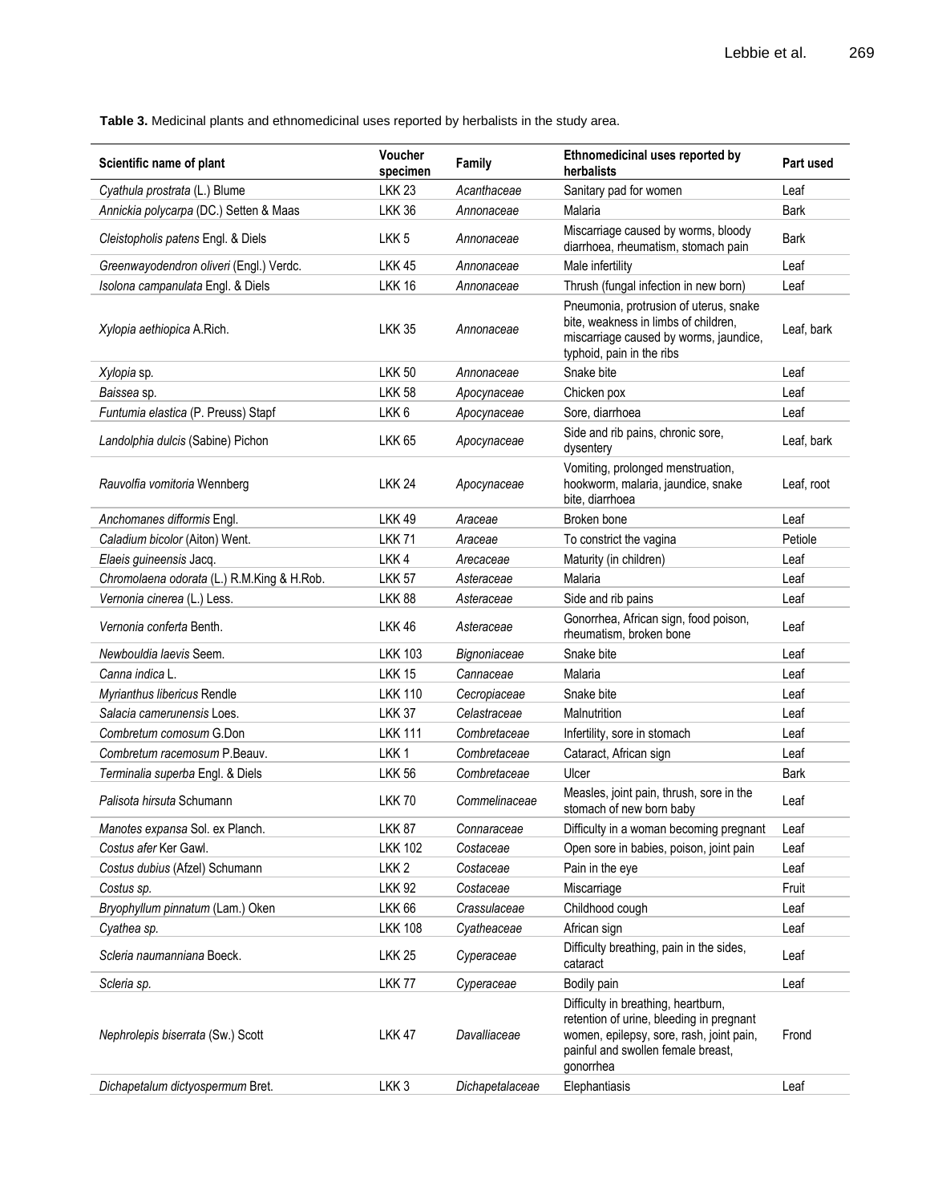**Table 3.** Medicinal plants and ethnomedicinal uses reported by herbalists in the study area.

| Scientific name of plant | Voucher specimen | Family | Ethnomedicinal uses reported by herbalists | Part used |
|---|---|---|---|---|
| *Cyathula prostrata* (L.) Blume | LKK 23 | *Acanthaceae* | Sanitary pad for women | Leaf |
| *Annickia polycarpa* (DC.) Setten & Maas | LKK 36 | *Annonaceae* | Malaria | Bark |
| *Cleistopholis patens* Engl. & Diels | LKK 5 | *Annonaceae* | Miscarriage caused by worms, bloody diarrhoea, rheumatism, stomach pain | Bark |
| *Greenwayodendron oliveri* (Engl.) Verdc. | LKK 45 | *Annonaceae* | Male infertility | Leaf |
| *Isolona campanulata* Engl. & Diels | LKK 16 | *Annonaceae* | Thrush (fungal infection in new born) | Leaf |
| *Xylopia aethiopica* A.Rich. | LKK 35 | *Annonaceae* | Pneumonia, protrusion of uterus, snake bite, weakness in limbs of children, miscarriage caused by worms, jaundice, typhoid, pain in the ribs | Leaf, bark |
| *Xylopia* sp. | LKK 50 | *Annonaceae* | Snake bite | Leaf |
| *Baissea* sp. | LKK 58 | *Apocynaceae* | Chicken pox | Leaf |
| *Funtumia elastica* (P. Preuss) Stapf | LKK 6 | *Apocynaceae* | Sore, diarrhoea | Leaf |
| *Landolphia dulcis* (Sabine) Pichon | LKK 65 | *Apocynaceae* | Side and rib pains, chronic sore, dysentery | Leaf, bark |
| *Rauvolfia vomitoria* Wennberg | LKK 24 | *Apocynaceae* | Vomiting, prolonged menstruation, hookworm, malaria, jaundice, snake bite, diarrhoea | Leaf, root |
| *Anchomanes difformis* Engl. | LKK 49 | *Araceae* | Broken bone | Leaf |
| *Caladium bicolor* (Aiton) Went. | LKK 71 | *Araceae* | To constrict the vagina | Petiole |
| *Elaeis guineensis* Jacq. | LKK 4 | *Arecaceae* | Maturity (in children) | Leaf |
| *Chromolaena odorata* (L.) R.M.King & H.Rob. | LKK 57 | *Asteraceae* | Malaria | Leaf |
| *Vernonia cinerea* (L.) Less. | LKK 88 | *Asteraceae* | Side and rib pains | Leaf |
| *Vernonia conferta* Benth. | LKK 46 | *Asteraceae* | Gonorrhea, African sign, food poison, rheumatism, broken bone | Leaf |
| *Newbouldia laevis* Seem. | LKK 103 | *Bignoniaceae* | Snake bite | Leaf |
| *Canna indica* L. | LKK 15 | *Cannaceae* | Malaria | Leaf |
| *Myrianthus libericus* Rendle | LKK 110 | *Cecropiaceae* | Snake bite | Leaf |
| *Salacia camerunensis* Loes. | LKK 37 | *Celastraceae* | Malnutrition | Leaf |
| *Combretum comosum* G.Don | LKK 111 | *Combretaceae* | Infertility, sore in stomach | Leaf |
| *Combretum racemosum* P.Beauv. | LKK 1 | *Combretaceae* | Cataract, African sign | Leaf |
| *Terminalia superba* Engl. & Diels | LKK 56 | *Combretaceae* | Ulcer | Bark |
| *Palisota hirsuta* Schumann | LKK 70 | *Commelinaceae* | Measles, joint pain, thrush, sore in the stomach of new born baby | Leaf |
| *Manotes expansa* Sol. ex Planch. | LKK 87 | *Connaraceae* | Difficulty in a woman becoming pregnant | Leaf |
| *Costus afer* Ker Gawl. | LKK 102 | *Costaceae* | Open sore in babies, poison, joint pain | Leaf |
| *Costus dubius* (Afzel) Schumann | LKK 2 | *Costaceae* | Pain in the eye | Leaf |
| *Costus sp.* | LKK 92 | *Costaceae* | Miscarriage | Fruit |
| *Bryophyllum pinnatum* (Lam.) Oken | LKK 66 | *Crassulaceae* | Childhood cough | Leaf |
| *Cyathea sp.* | LKK 108 | *Cyatheaceae* | African sign | Leaf |
| *Scleria naumanniana* Boeck. | LKK 25 | *Cyperaceae* | Difficulty breathing, pain in the sides, cataract | Leaf |
| *Scleria sp.* | LKK 77 | *Cyperaceae* | Bodily pain | Leaf |
| *Nephrolepis biserrata* (Sw.) Scott | LKK 47 | *Davalliaceae* | Difficulty in breathing, heartburn, retention of urine, bleeding in pregnant women, epilepsy, sore, rash, joint pain, painful and swollen female breast, gonorrhea | Frond |
| *Dichapetalum dictyospermum* Bret. | LKK 3 | *Dichapetalaceae* | Elephantiasis | Leaf |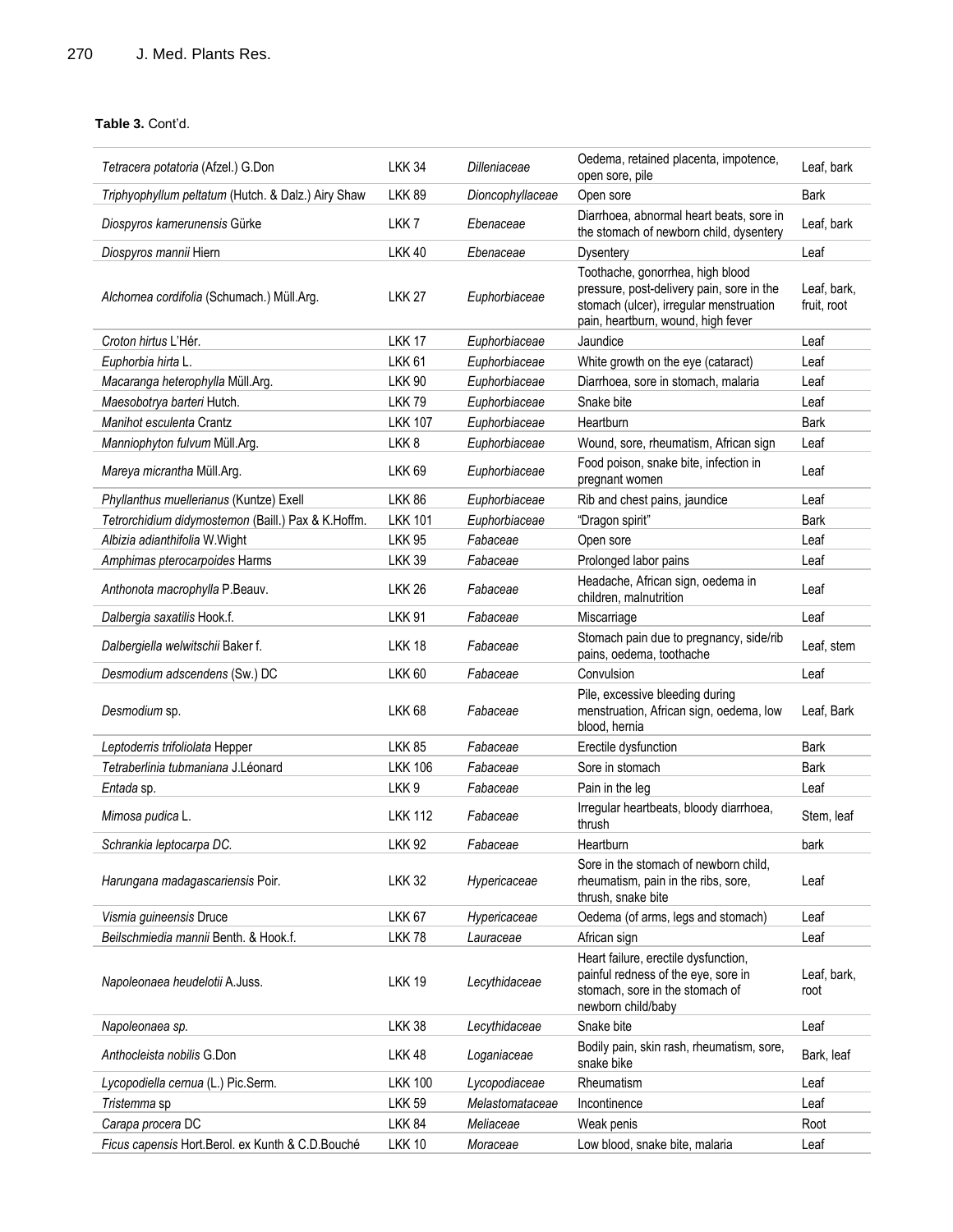**Table 3.** Cont'd.

| | | | | |
|---|---|---|---|---|
| *Tetracera potatoria* (Afzel.) G.Don | LKK 34 | *Dilleniaceae* | Oedema, retained placenta, impotence, open sore, pile | Leaf, bark |
| *Triphyophyllum peltatum* (Hutch. & Dalz.) Airy Shaw | LKK 89 | *Dioncophyllaceae* | Open sore | Bark |
| *Diospyros kamerunensis* Gürke | LKK 7 | *Ebenaceae* | Diarrhoea, abnormal heart beats, sore in the stomach of newborn child, dysentery | Leaf, bark |
| *Diospyros mannii* Hiern | LKK 40 | *Ebenaceae* | Dysentery | Leaf |
| *Alchornea cordifolia* (Schumach.) Müll.Arg. | LKK 27 | *Euphorbiaceae* | Toothache, gonorrhea, high blood pressure, post-delivery pain, sore in the stomach (ulcer), irregular menstruation pain, heartburn, wound, high fever | Leaf, bark, fruit, root |
| *Croton hirtus* L'Hér. | LKK 17 | *Euphorbiaceae* | Jaundice | Leaf |
| *Euphorbia hirta* L. | LKK 61 | *Euphorbiaceae* | White growth on the eye (cataract) | Leaf |
| *Macaranga heterophylla* Müll.Arg. | LKK 90 | *Euphorbiaceae* | Diarrhoea, sore in stomach, malaria | Leaf |
| *Maesobotrya barteri* Hutch. | LKK 79 | *Euphorbiaceae* | Snake bite | Leaf |
| *Manihot esculenta* Crantz | LKK 107 | *Euphorbiaceae* | Heartburn | Bark |
| *Manniophyton fulvum* Müll.Arg. | LKK 8 | *Euphorbiaceae* | Wound, sore, rheumatism, African sign | Leaf |
| *Mareya micrantha* Müll.Arg. | LKK 69 | *Euphorbiaceae* | Food poison, snake bite, infection in pregnant women | Leaf |
| *Phyllanthus muellerianus* (Kuntze) Exell | LKK 86 | *Euphorbiaceae* | Rib and chest pains, jaundice | Leaf |
| *Tetrorchidium didymostemon* (Baill.) Pax & K.Hoffm. | LKK 101 | *Euphorbiaceae* | "Dragon spirit" | Bark |
| *Albizia adianthifolia* W.Wight | LKK 95 | *Fabaceae* | Open sore | Leaf |
| *Amphimas pterocarpoides* Harms | LKK 39 | *Fabaceae* | Prolonged labor pains | Leaf |
| *Anthonota macrophylla* P.Beauv. | LKK 26 | *Fabaceae* | Headache, African sign, oedema in children, malnutrition | Leaf |
| *Dalbergia saxatilis* Hook.f. | LKK 91 | *Fabaceae* | Miscarriage | Leaf |
| *Dalbergiella welwitschii* Baker f. | LKK 18 | *Fabaceae* | Stomach pain due to pregnancy, side/rib pains, oedema, toothache | Leaf, stem |
| *Desmodium adscendens* (Sw.) DC | LKK 60 | *Fabaceae* | Convulsion | Leaf |
| *Desmodium* sp. | LKK 68 | *Fabaceae* | Pile, excessive bleeding during menstruation, African sign, oedema, low blood, hernia | Leaf, Bark |
| *Leptoderris trifoliolata* Hepper | LKK 85 | *Fabaceae* | Erectile dysfunction | Bark |
| *Tetraberlinia tubmaniana* J.Léonard | LKK 106 | *Fabaceae* | Sore in stomach | Bark |
| *Entada* sp. | LKK 9 | *Fabaceae* | Pain in the leg | Leaf |
| *Mimosa pudica* L. | LKK 112 | *Fabaceae* | Irregular heartbeats, bloody diarrhoea, thrush | Stem, leaf |
| *Schrankia leptocarpa DC.* | LKK 92 | *Fabaceae* | Heartburn | bark |
| *Harungana madagascariensis* Poir. | LKK 32 | *Hypericaceae* | Sore in the stomach of newborn child, rheumatism, pain in the ribs, sore, thrush, snake bite | Leaf |
| *Vismia guineensis* Druce | LKK 67 | *Hypericaceae* | Oedema (of arms, legs and stomach) | Leaf |
| *Beilschmiedia mannii* Benth. & Hook.f. | LKK 78 | *Lauraceae* | African sign | Leaf |
| *Napoleonaea heudelotii* A.Juss. | LKK 19 | *Lecythidaceae* | Heart failure, erectile dysfunction, painful redness of the eye, sore in stomach, sore in the stomach of newborn child/baby | Leaf, bark, root |
| *Napoleonaea sp.* | LKK 38 | *Lecythidaceae* | Snake bite | Leaf |
| *Anthocleista nobilis* G.Don | LKK 48 | *Loganiaceae* | Bodily pain, skin rash, rheumatism, sore, snake bike | Bark, leaf |
| *Lycopodiella cernua* (L.) Pic.Serm. | LKK 100 | *Lycopodiaceae* | Rheumatism | Leaf |
| *Tristemma* sp | LKK 59 | *Melastomataceae* | Incontinence | Leaf |
| *Carapa procera* DC | LKK 84 | *Meliaceae* | Weak penis | Root |
| *Ficus capensis* Hort.Berol. ex Kunth & C.D.Bouché | LKK 10 | *Moraceae* | Low blood, snake bite, malaria | Leaf |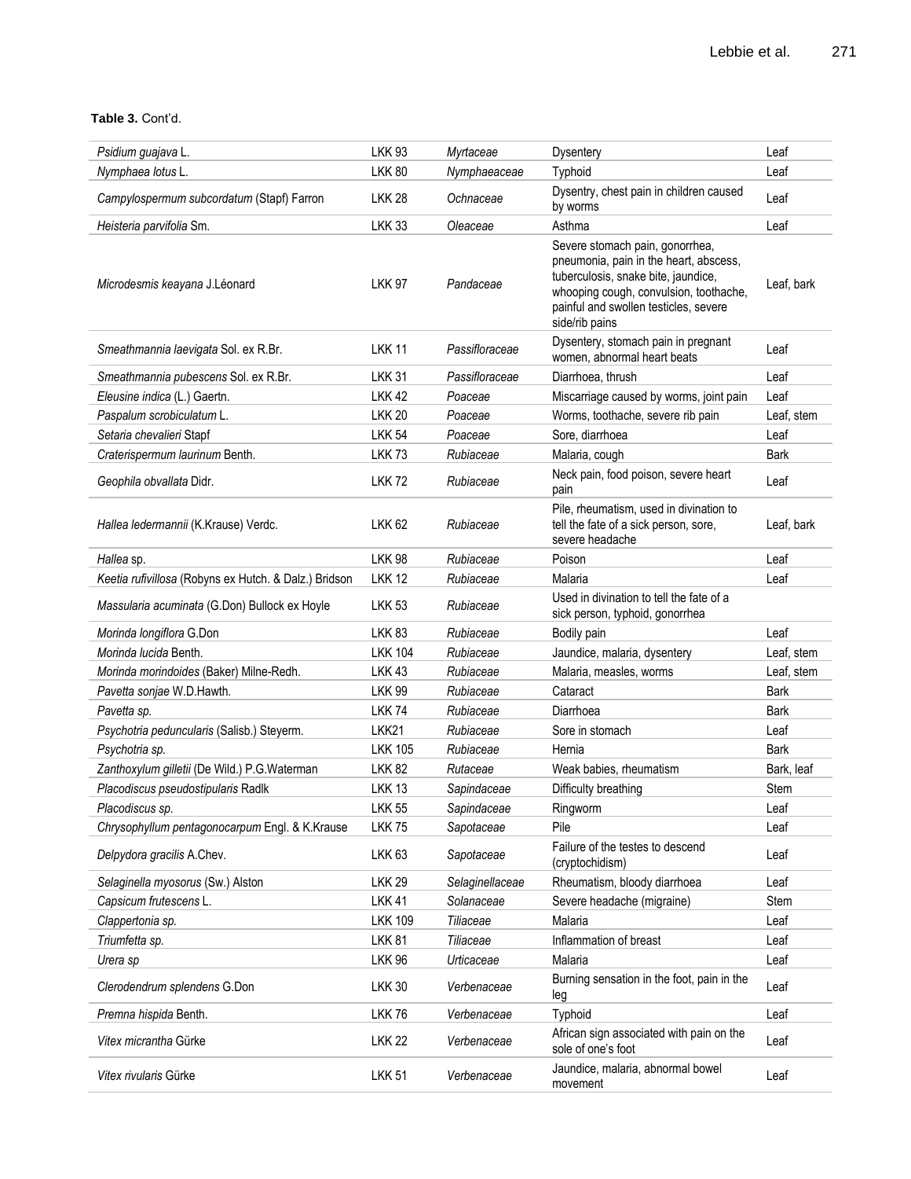**Table 3.** Cont'd.

| | | | | |
|---|---|---|---|---|
| *Psidium guajava* L. | LKK 93 | *Myrtaceae* | Dysentery | Leaf |
| *Nymphaea lotus* L. | LKK 80 | *Nymphaeaceae* | Typhoid | Leaf |
| *Campylospermum subcordatum* (Stapf) Farron | LKK 28 | *Ochnaceae* | Dysentry, chest pain in children caused by worms | Leaf |
| *Heisteria parvifolia* Sm. | LKK 33 | *Oleaceae* | Asthma | Leaf |
| *Microdesmis keayana* J.Léonard | LKK 97 | *Pandaceae* | Severe stomach pain, gonorrhea, pneumonia, pain in the heart, abscess, tuberculosis, snake bite, jaundice, whooping cough, convulsion, toothache, painful and swollen testicles, severe side/rib pains | Leaf, bark |
| *Smeathmannia laevigata* Sol. ex R.Br. | LKK 11 | *Passifloraceae* | Dysentery, stomach pain in pregnant women, abnormal heart beats | Leaf |
| *Smeathmannia pubescens* Sol. ex R.Br. | LKK 31 | *Passifloraceae* | Diarrhoea, thrush | Leaf |
| *Eleusine indica* (L.) Gaertn. | LKK 42 | *Poaceae* | Miscarriage caused by worms, joint pain | Leaf |
| *Paspalum scrobiculatum* L. | LKK 20 | *Poaceae* | Worms, toothache, severe rib pain | Leaf, stem |
| *Setaria chevalieri* Stapf | LKK 54 | *Poaceae* | Sore, diarrhoea | Leaf |
| *Craterispermum laurinum* Benth. | LKK 73 | *Rubiaceae* | Malaria, cough | Bark |
| *Geophila obvallata* Didr. | LKK 72 | *Rubiaceae* | Neck pain, food poison, severe heart pain | Leaf |
| *Hallea ledermannii* (K.Krause) Verdc. | LKK 62 | *Rubiaceae* | Pile, rheumatism, used in divination to tell the fate of a sick person, sore, severe headache | Leaf, bark |
| *Hallea* sp. | LKK 98 | *Rubiaceae* | Poison | Leaf |
| *Keetia rufivillosa* (Robyns ex Hutch. & Dalz.) Bridson | LKK 12 | *Rubiaceae* | Malaria | Leaf |
| *Massularia acuminata* (G.Don) Bullock ex Hoyle | LKK 53 | *Rubiaceae* | Used in divination to tell the fate of a sick person, typhoid, gonorrhea | |
| *Morinda longiflora* G.Don | LKK 83 | *Rubiaceae* | Bodily pain | Leaf |
| *Morinda lucida* Benth. | LKK 104 | *Rubiaceae* | Jaundice, malaria, dysentery | Leaf, stem |
| *Morinda morindoides* (Baker) Milne-Redh. | LKK 43 | *Rubiaceae* | Malaria, measles, worms | Leaf, stem |
| *Pavetta sonjae* W.D.Hawth. | LKK 99 | *Rubiaceae* | Cataract | Bark |
| *Pavetta sp.* | LKK 74 | *Rubiaceae* | Diarrhoea | Bark |
| *Psychotria peduncularis* (Salisb.) Steyerm. | LKK21 | *Rubiaceae* | Sore in stomach | Leaf |
| *Psychotria sp.* | LKK 105 | *Rubiaceae* | Hernia | Bark |
| *Zanthoxylum gilletii* (De Wild.) P.G.Waterman | LKK 82 | *Rutaceae* | Weak babies, rheumatism | Bark, leaf |
| *Placodiscus pseudostipularis* Radlk | LKK 13 | *Sapindaceae* | Difficulty breathing | Stem |
| *Placodiscus sp.* | LKK 55 | *Sapindaceae* | Ringworm | Leaf |
| *Chrysophyllum pentagonocarpum* Engl. & K.Krause | LKK 75 | *Sapotaceae* | Pile | Leaf |
| *Delpydora gracilis* A.Chev. | LKK 63 | *Sapotaceae* | Failure of the testes to descend (cryptochidism) | Leaf |
| *Selaginella myosorus* (Sw.) Alston | LKK 29 | *Selaginellaceae* | Rheumatism, bloody diarrhoea | Leaf |
| *Capsicum frutescens* L. | LKK 41 | *Solanaceae* | Severe headache (migraine) | Stem |
| *Clappertonia sp.* | LKK 109 | *Tiliaceae* | Malaria | Leaf |
| *Triumfetta sp.* | LKK 81 | *Tiliaceae* | Inflammation of breast | Leaf |
| *Urera sp* | LKK 96 | *Urticaceae* | Malaria | Leaf |
| *Clerodendrum splendens* G.Don | LKK 30 | *Verbenaceae* | Burning sensation in the foot, pain in the leg | Leaf |
| *Premna hispida* Benth. | LKK 76 | *Verbenaceae* | Typhoid | Leaf |
| *Vitex micrantha* Gürke | LKK 22 | *Verbenaceae* | African sign associated with pain on the sole of one's foot | Leaf |
| *Vitex rivularis* Gürke | LKK 51 | *Verbenaceae* | Jaundice, malaria, abnormal bowel movement | Leaf |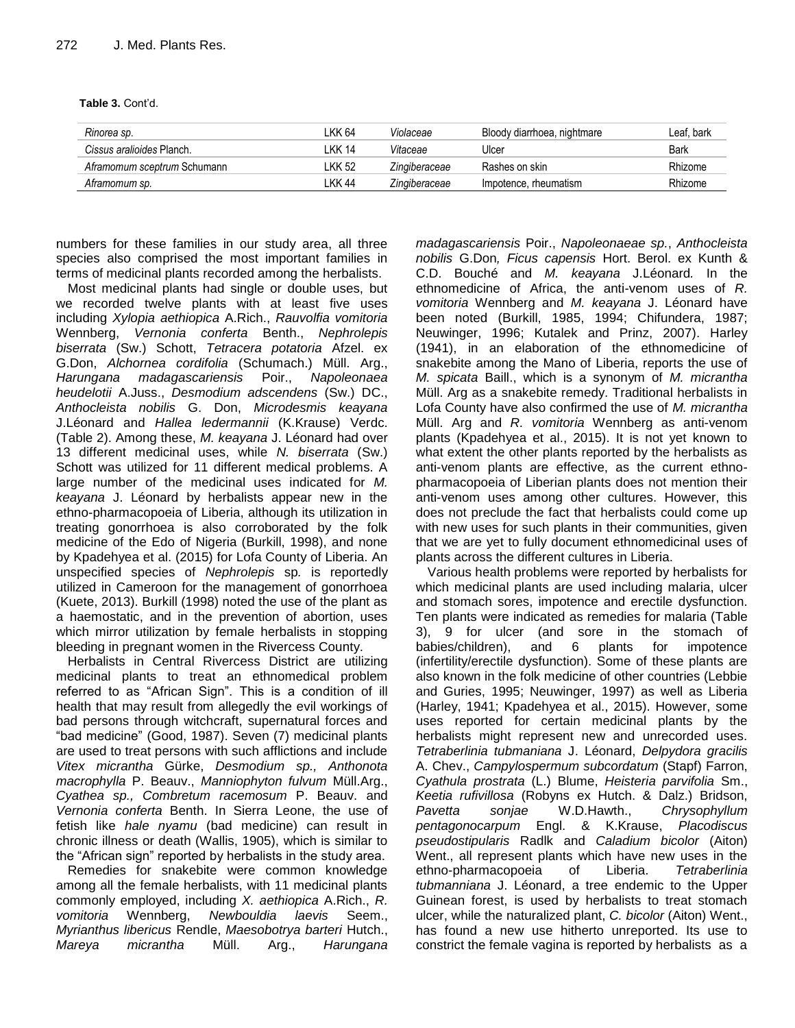**Table 3.** Cont'd.

| | | | | |
|---|---|---|---|---|
| *Rinorea sp.* | LKK 64 | *Violaceae* | Bloody diarrhoea, nightmare | Leaf, bark |
| *Cissus aralioides* Planch. | LKK 14 | *Vitaceae* | Ulcer | Bark |
| *Aframomum sceptrum* Schumann | LKK 52 | *Zingiberaceae* | Rashes on skin | Rhizome |
| *Aframomum sp.* | LKK 44 | *Zingiberaceae* | Impotence, rheumatism | Rhizome |

numbers for these families in our study area, all three species also comprised the most important families in terms of medicinal plants recorded among the herbalists.

Most medicinal plants had single or double uses, but we recorded twelve plants with at least five uses including *Xylopia aethiopica* A.Rich., *Rauvolfia vomitoria* Wennberg, *Vernonia conferta* Benth., *Nephrolepis biserrata* (Sw.) Schott, *Tetracera potatoria* Afzel. ex G.Don, *Alchornea cordifolia* (Schumach.) Müll. Arg., *Harungana madagascariensis* Poir., *Napoleonaea heudelotii* A.Juss., *Desmodium adscendens* (Sw.) DC., *Anthocleista nobilis* G. Don, *Microdesmis keayana* J.Léonard and *Hallea ledermannii* (K.Krause) Verdc. (Table 2). Among these, *M. keayana* J. Léonard had over 13 different medicinal uses, while *N. biserrata* (Sw.) Schott was utilized for 11 different medical problems. A large number of the medicinal uses indicated for *M. keayana* J. Léonard by herbalists appear new in the ethno-pharmacopoeia of Liberia, although its utilization in treating gonorrhoea is also corroborated by the folk medicine of the Edo of Nigeria (Burkill, 1998), and none by Kpadehyea et al. (2015) for Lofa County of Liberia. An unspecified species of *Nephrolepis* sp*.* is reportedly utilized in Cameroon for the management of gonorrhoea (Kuete, 2013). Burkill (1998) noted the use of the plant as a haemostatic, and in the prevention of abortion, uses which mirror utilization by female herbalists in stopping bleeding in pregnant women in the Rivercess County.

Herbalists in Central Rivercess District are utilizing medicinal plants to treat an ethnomedical problem referred to as "African Sign". This is a condition of ill health that may result from allegedly the evil workings of bad persons through witchcraft, supernatural forces and "bad medicine" (Good, 1987). Seven (7) medicinal plants are used to treat persons with such afflictions and include *Vitex micrantha* Gürke, *Desmodium sp., Anthonota macrophylla* P. Beauv., *Manniophyton fulvum* Müll.Arg., *Cyathea sp., Combretum racemosum* P. Beauv. and *Vernonia conferta* Benth. In Sierra Leone, the use of fetish like *hale nyamu* (bad medicine) can result in chronic illness or death (Wallis, 1905), which is similar to the "African sign" reported by herbalists in the study area.

Remedies for snakebite were common knowledge among all the female herbalists, with 11 medicinal plants commonly employed, including *X. aethiopica* A.Rich., *R. vomitoria* Wennberg, *Newbouldia laevis* Seem., *Myrianthus libericus* Rendle, *Maesobotrya barteri* Hutch., *Mareya micrantha* Müll. Arg., *Harungana madagascariensis* Poir., *Napoleonaeae sp.*, *Anthocleista nobilis* G.Don*, Ficus capensis* Hort. Berol. ex Kunth & C.D. Bouché and *M. keayana* J.Léonard*.* In the ethnomedicine of Africa, the anti-venom uses of *R. vomitoria* Wennberg and *M. keayana* J. Léonard have been noted (Burkill, 1985, 1994; Chifundera, 1987; Neuwinger, 1996; Kutalek and Prinz, 2007). Harley (1941), in an elaboration of the ethnomedicine of snakebite among the Mano of Liberia, reports the use of *M. spicata* Baill., which is a synonym of *M. micrantha* Müll. Arg as a snakebite remedy. Traditional herbalists in Lofa County have also confirmed the use of *M. micrantha* Müll. Arg and *R. vomitoria* Wennberg as anti-venom plants (Kpadehyea et al., 2015). It is not yet known to what extent the other plants reported by the herbalists as anti-venom plants are effective, as the current ethno-pharmacopoeia of Liberian plants does not mention their anti-venom uses among other cultures. However, this does not preclude the fact that herbalists could come up with new uses for such plants in their communities, given that we are yet to fully document ethnomedicinal uses of plants across the different cultures in Liberia.

Various health problems were reported by herbalists for which medicinal plants are used including malaria, ulcer and stomach sores, impotence and erectile dysfunction. Ten plants were indicated as remedies for malaria (Table 3), 9 for ulcer (and sore in the stomach of babies/children), and 6 plants for impotence (infertility/erectile dysfunction). Some of these plants are also known in the folk medicine of other countries (Lebbie and Guries, 1995; Neuwinger, 1997) as well as Liberia (Harley, 1941; Kpadehyea et al., 2015). However, some uses reported for certain medicinal plants by the herbalists might represent new and unrecorded uses. *Tetraberlinia tubmaniana* J. Léonard, *Delpydora gracilis* A. Chev., *Campylospermum subcordatum* (Stapf) Farron, *Cyathula prostrata* (L.) Blume, *Heisteria parvifolia* Sm., *Keetia rufivillosa* (Robyns ex Hutch. & Dalz.) Bridson, *Pavetta sonjae* W.D.Hawth., *Chrysophyllum pentagonocarpum* Engl. & K.Krause, *Placodiscus pseudostipularis* Radlk and *Caladium bicolor* (Aiton) Went., all represent plants which have new uses in the ethno-pharmacopoeia of Liberia. *Tetraberlinia tubmanniana* J. Léonard, a tree endemic to the Upper Guinean forest, is used by herbalists to treat stomach ulcer, while the naturalized plant, *C. bicolor* (Aiton) Went., has found a new use hitherto unreported. Its use to constrict the female vagina is reported by herbalists as a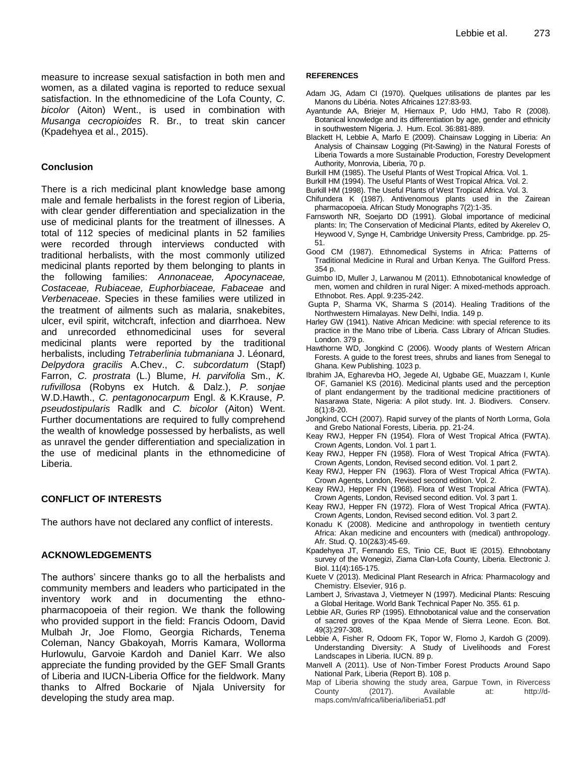measure to increase sexual satisfaction in both men and women, as a dilated vagina is reported to reduce sexual satisfaction. In the ethnomedicine of the Lofa County, *C. bicolor* (Aiton) Went., is used in combination with *Musanga cecropioides* R. Br., to treat skin cancer (Kpadehyea et al., 2015).

## Conclusion

There is a rich medicinal plant knowledge base among male and female herbalists in the forest region of Liberia, with clear gender differentiation and specialization in the use of medicinal plants for the treatment of illnesses. A total of 112 species of medicinal plants in 52 families were recorded through interviews conducted with traditional herbalists, with the most commonly utilized medicinal plants reported by them belonging to plants in the following families: *Annonaceae, Apocynaceae, Costaceae, Rubiaceae, Euphorbiaceae, Fabaceae* and *Verbenaceae*. Species in these families were utilized in the treatment of ailments such as malaria, snakebites, ulcer, evil spirit, witchcraft, infection and diarrhoea. New and unrecorded ethnomedicinal uses for several medicinal plants were reported by the traditional herbalists, including *Tetraberlinia tubmaniana* J. Léonard*, Delpydora gracilis* A.Chev., *C. subcordatum* (Stapf) Farron, *C. prostrata* (L.) Blume, *H. parvifolia* Sm., *K. rufivillosa* (Robyns ex Hutch. & Dalz.), *P. sonjae* W.D.Hawth., *C. pentagonocarpum* Engl. & K.Krause, *P. pseudostipularis* Radlk and *C. bicolor* (Aiton) Went. Further documentations are required to fully comprehend the wealth of knowledge possessed by herbalists, as well as unravel the gender differentiation and specialization in the use of medicinal plants in the ethnomedicine of Liberia.

## CONFLICT OF INTERESTS

The authors have not declared any conflict of interests.

## ACKNOWLEDGEMENTS

The authors' sincere thanks go to all the herbalists and community members and leaders who participated in the inventory work and in documenting the ethno-pharmacopoeia of their region. We thank the following who provided support in the field: Francis Odoom, David Mulbah Jr, Joe Flomo, Georgia Richards, Tenema Coleman, Nancy Gbakoyah, Morris Kamara, Wollorma Hurlowulu, Garvoie Kardoh and Daniel Karr. We also appreciate the funding provided by the GEF Small Grants of Liberia and IUCN-Liberia Office for the fieldwork. Many thanks to Alfred Bockarie of Njala University for developing the study area map.

## REFERENCES

Adam JG, Adam CI (1970). Quelques utilisations de plantes par les Manons du Libéria. Notes Africaines 127:83-93.

Ayantunde AA, Briejer M, Hiernaux P, Udo HMJ, Tabo R (2008). Botanical knowledge and its differentiation by age, gender and ethnicity in southwestern Nígeria. J. Hum. Ecol. 36:881-889.

Blackett H, Lebbie A, Marfo E (2009). Chainsaw Logging in Liberia: An Analysis of Chainsaw Logging (Pit-Sawing) in the Natural Forests of Liberia Towards a more Sustainable Production, Forestry Development Authority, Monrovia, Liberia, 70 p.

Burkill HM (1985). The Useful Plants of West Tropical Africa. Vol. 1.

Burkill HM (1994). The Useful Plants of West Tropical Africa. Vol. 2.

Burkill HM (1998). The Useful Plants of West Tropical Africa. Vol. 3.

Chifundera K (1987). Antivenomous plants used in the Zairean pharmacopoeia. African Study Monographs 7(2):1-35.

Farnsworth NR, Soejarto DD (1991). Global importance of medicinal plants: In; The Conservation of Medicinal Plants, edited by Akerelev O, Heywood V, Synge H, Cambridge University Press, Cambridge. pp. 25-51.

Good CM (1987). Ethnomedical Systems in Africa: Patterns of Traditional Medicine in Rural and Urban Kenya. The Guilford Press. 354 p.

Guimbo ID, Muller J, Larwanou M (2011). Ethnobotanical knowledge of men, women and children in rural Niger: A mixed-methods approach. Ethnobot. Res. Appl. 9:235-242.

Gupta P, Sharma VK, Sharma S (2014). Healing Traditions of the Northwestern Himalayas. New Delhi, India. 149 p.

Harley GW (1941). Native African Medicine: with special reference to its practice in the Mano tribe of Liberia. Cass Library of African Studies. London. 379 p.

Hawthorne WD, Jongkind C (2006). Woody plants of Western African Forests. A guide to the forest trees, shrubs and lianes from Senegal to Ghana. Kew Publishing. 1023 p.

Ibrahim JA, Egharevba HO, Jegede AI, Ugbabe GE, Muazzam I, Kunle OF, Gamaniel KS (2016). Medicinal plants used and the perception of plant endangerment by the traditional medicine practitioners of Nasarawa State, Nigeria: A pilot study. Int. J. Biodivers. Conserv. 8(1):8-20.

Jongkind, CCH (2007). Rapid survey of the plants of North Lorma, Gola and Grebo National Forests, Liberia. pp. 21-24.

Keay RWJ, Hepper FN (1954). Flora of West Tropical Africa (FWTA). Crown Agents, London. Vol. 1 part 1.

Keay RWJ, Hepper FN (1958). Flora of West Tropical Africa (FWTA). Crown Agents, London, Revised second edition. Vol. 1 part 2.

Keay RWJ, Hepper FN (1963). Flora of West Tropical Africa (FWTA). Crown Agents, London, Revised second edition. Vol. 2.

Keay RWJ, Hepper FN (1968). Flora of West Tropical Africa (FWTA). Crown Agents, London, Revised second edition. Vol. 3 part 1.

Keay RWJ, Hepper FN (1972). Flora of West Tropical Africa (FWTA). Crown Agents, London, Revised second edition. Vol. 3 part 2.

Konadu K (2008). Medicine and anthropology in twentieth century Africa: Akan medicine and encounters with (medical) anthropology. Afr. Stud. Q. 10(2&3):45-69.

Kpadehyea JT, Fernando ES, Tinio CE, Buot IE (2015). Ethnobotany survey of the Wonegizi, Ziama Clan-Lofa County, Liberia. Electronic J. Biol. 11(4):165-175.

Kuete V (2013). Medicinal Plant Research in Africa: Pharmacology and Chemistry. Elsevier, 916 p.

Lambert J, Srivastava J, Vietmeyer N (1997). Medicinal Plants: Rescuing a Global Heritage. World Bank Technical Paper No. 355. 61 p.

Lebbie AR, Guries RP (1995). Ethnobotanical value and the conservation of sacred groves of the Kpaa Mende of Sierra Leone. Econ. Bot. 49(3):297-308.

Lebbie A, Fisher R, Odoom FK, Topor W, Flomo J, Kardoh G (2009). Understanding Diversity: A Study of Livelihoods and Forest Landscapes in Liberia. IUCN. 89 p.

Manvell A (2011). Use of Non-Timber Forest Products Around Sapo National Park, Liberia (Report B). 108 p.

Map of Liberia showing the study area, Garpue Town, in Rivercess County (2017). Available at: http://d-maps.com/m/africa/liberia/liberia51.pdf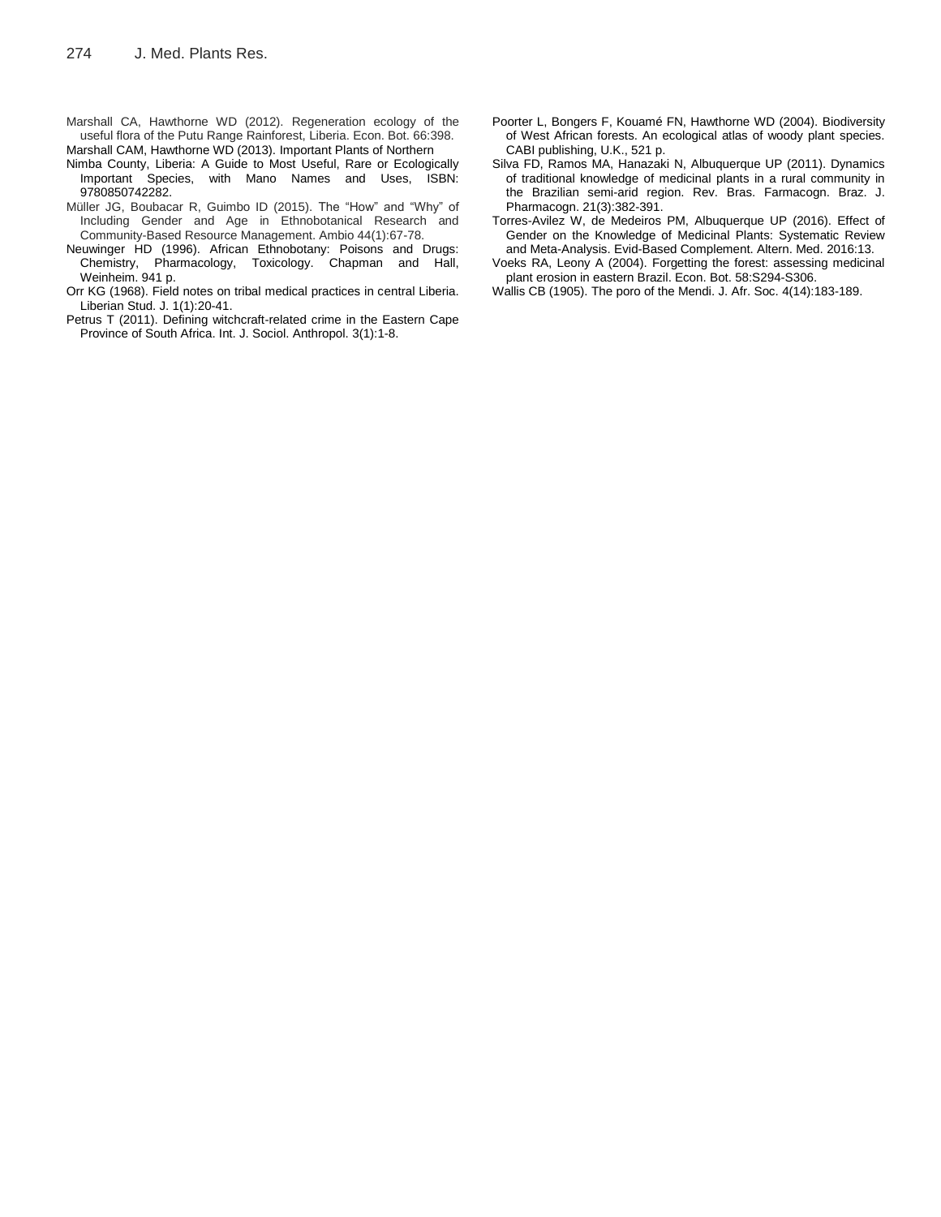Marshall CA, Hawthorne WD (2012). Regeneration ecology of the useful flora of the Putu Range Rainforest, Liberia. Econ. Bot. 66:398.

Marshall CAM, Hawthorne WD (2013). Important Plants of Northern Nimba County, Liberia: A Guide to Most Useful, Rare or Ecologically Important Species, with Mano Names and Uses, ISBN: 9780850742282.

Müller JG, Boubacar R, Guimbo ID (2015). The "How" and "Why" of Including Gender and Age in Ethnobotanical Research and Community-Based Resource Management. Ambio 44(1):67-78.

Neuwinger HD (1996). African Ethnobotany: Poisons and Drugs: Chemistry, Pharmacology, Toxicology. Chapman and Hall, Weinheim. 941 p.

Orr KG (1968). Field notes on tribal medical practices in central Liberia. Liberian Stud. J. 1(1):20-41.

Petrus T (2011). Defining witchcraft-related crime in the Eastern Cape Province of South Africa. Int. J. Sociol. Anthropol. 3(1):1-8.

Poorter L, Bongers F, Kouamé FN, Hawthorne WD (2004). Biodiversity of West African forests. An ecological atlas of woody plant species. CABI publishing, U.K., 521 p.

Silva FD, Ramos MA, Hanazaki N, Albuquerque UP (2011). Dynamics of traditional knowledge of medicinal plants in a rural community in the Brazilian semi-arid region. Rev. Bras. Farmacogn. Braz. J. Pharmacogn. 21(3):382-391.

Torres-Avilez W, de Medeiros PM, Albuquerque UP (2016). Effect of Gender on the Knowledge of Medicinal Plants: Systematic Review and Meta-Analysis. Evid-Based Complement. Altern. Med. 2016:13.

Voeks RA, Leony A (2004). Forgetting the forest: assessing medicinal plant erosion in eastern Brazil. Econ. Bot. 58:S294-S306.

Wallis CB (1905). The poro of the Mendi. J. Afr. Soc. 4(14):183-189.